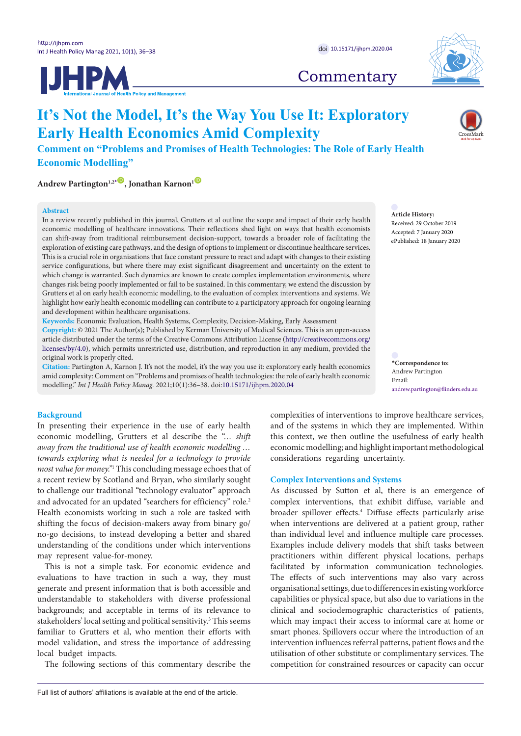Commentary

# It's Not the Model, It's the Way You Use It: Exploratory Early Health Economics Amid Complexity

## Comment on "Problems and Promises of Health Technologies: The Role of Early Health Economic Modelling"

**Andrew Partington**[1,2*], **Jonathan Karnon**[1]

**Abstract**

In a review recently published in this journal, Grutters et al outline the scope and impact of their early health economic modelling of healthcare innovations. Their reflections shed light on ways that health economists can shift-away from traditional reimbursement decision-support, towards a broader role of facilitating the exploration of existing care pathways, and the design of options to implement or discontinue healthcare services. This is a crucial role in organisations that face constant pressure to react and adapt with changes to their existing service configurations, but where there may exist significant disagreement and uncertainty on the extent to which change is warranted. Such dynamics are known to create complex implementation environments, where changes risk being poorly implemented or fail to be sustained. In this commentary, we extend the discussion by Grutters et al on early health economic modelling, to the evaluation of complex interventions and systems. We highlight how early health economic modelling can contribute to a participatory approach for ongoing learning and development within healthcare organisations.

**Keywords:** Economic Evaluation, Health Systems, Complexity, Decision-Making, Early Assessment

**Copyright:** © 2021 The Author(s); Published by Kerman University of Medical Sciences. This is an open-access article distributed under the terms of the Creative Commons Attribution License (http://creativecommons.org/licenses/by/4.0), which permits unrestricted use, distribution, and reproduction in any medium, provided the original work is properly cited.

**Citation:** Partington A, Karnon J. It's not the model, it's the way you use it: exploratory early health economics amid complexity: Comment on "Problems and promises of health technologies: the role of early health economic modelling." *Int J Health Policy Manag.* 2021;10(1):36–38. doi:10.15171/ijhpm.2020.04

**Article History:**
Received: 29 October 2019
Accepted: 7 January 2020
ePublished: 18 January 2020

**\*Correspondence to:**
Andrew Partington
Email: andrew.partington@flinders.edu.au

## Background

In presenting their experience in the use of early health economic modelling, Grutters et al describe the *"… shift away from the traditional use of health economic modelling … towards exploring what is needed for a technology to provide most value for money."*[1] This concluding message echoes that of a recent review by Scotland and Bryan, who similarly sought to challenge our traditional "technology evaluator" approach and advocated for an updated "searchers for efficiency" role.[2] Health economists working in such a role are tasked with shifting the focus of decision-makers away from binary go/no-go decisions, to instead developing a better and shared understanding of the conditions under which interventions may represent value-for-money.

This is not a simple task. For economic evidence and evaluations to have traction in such a way, they must generate and present information that is both accessible and understandable to stakeholders with diverse professional backgrounds; and acceptable in terms of its relevance to stakeholders' local setting and political sensitivity.[3] This seems familiar to Grutters et al, who mention their efforts with model validation, and stress the importance of addressing local budget impacts.

The following sections of this commentary describe the complexities of interventions to improve healthcare services, and of the systems in which they are implemented. Within this context, we then outline the usefulness of early health economic modelling; and highlight important methodological considerations regarding uncertainty.

## Complex Interventions and Systems

As discussed by Sutton et al, there is an emergence of complex interventions, that exhibit diffuse, variable and broader spillover effects.[4] Diffuse effects particularly arise when interventions are delivered at a patient group, rather than individual level and influence multiple care processes. Examples include delivery models that shift tasks between practitioners within different physical locations, perhaps facilitated by information communication technologies. The effects of such interventions may also vary across organisational settings, due to differences in existing workforce capabilities or physical space, but also due to variations in the clinical and sociodemographic characteristics of patients, which may impact their access to informal care at home or smart phones. Spillovers occur where the introduction of an intervention influences referral patterns, patient flows and the utilisation of other substitute or complimentary services. The competition for constrained resources or capacity can occur

Full list of authors' affiliations is available at the end of the article.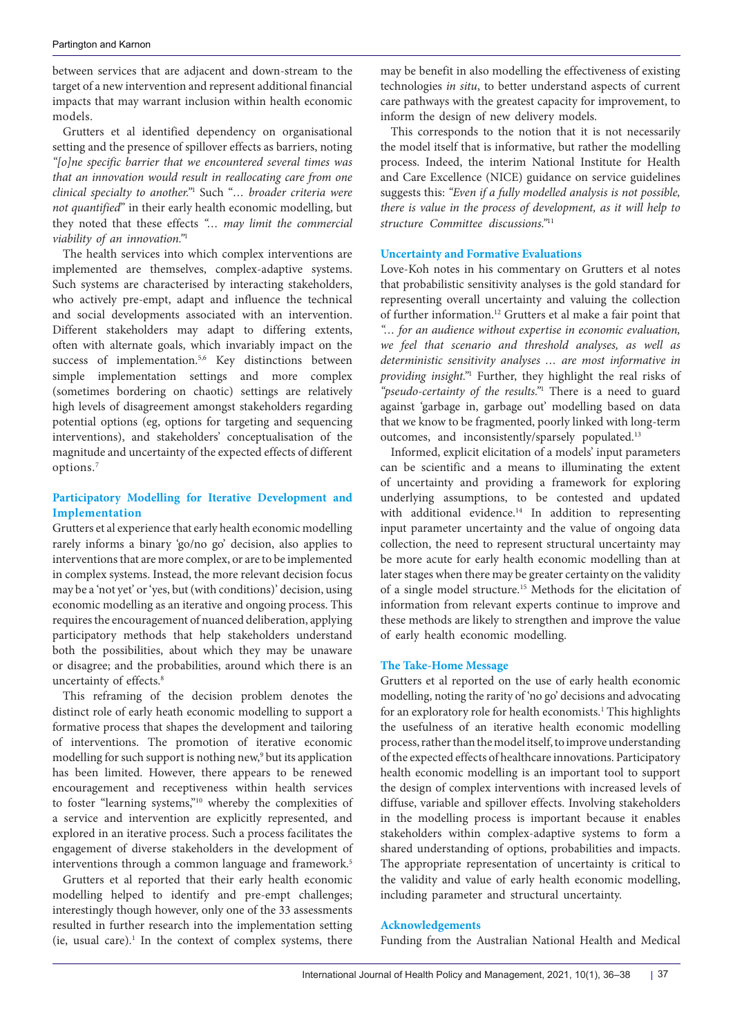between services that are adjacent and down-stream to the target of a new intervention and represent additional financial impacts that may warrant inclusion within health economic models.

Grutters et al identified dependency on organisational setting and the presence of spillover effects as barriers, noting *"[o]ne specific barrier that we encountered several times was that an innovation would result in reallocating care from one clinical specialty to another."*[1] Such "*… broader criteria were not quantified*" in their early health economic modelling, but they noted that these effects *"… may limit the commercial viability of an innovation."*[1]

The health services into which complex interventions are implemented are themselves, complex-adaptive systems. Such systems are characterised by interacting stakeholders, who actively pre-empt, adapt and influence the technical and social developments associated with an intervention. Different stakeholders may adapt to differing extents, often with alternate goals, which invariably impact on the success of implementation.[5,6] Key distinctions between simple implementation settings and more complex (sometimes bordering on chaotic) settings are relatively high levels of disagreement amongst stakeholders regarding potential options (eg, options for targeting and sequencing interventions), and stakeholders' conceptualisation of the magnitude and uncertainty of the expected effects of different options.[7]

## Participatory Modelling for Iterative Development and Implementation

Grutters et al experience that early health economic modelling rarely informs a binary 'go/no go' decision, also applies to interventions that are more complex, or are to be implemented in complex systems. Instead, the more relevant decision focus may be a 'not yet' or 'yes, but (with conditions)' decision, using economic modelling as an iterative and ongoing process. This requires the encouragement of nuanced deliberation, applying participatory methods that help stakeholders understand both the possibilities, about which they may be unaware or disagree; and the probabilities, around which there is an uncertainty of effects.[8]

This reframing of the decision problem denotes the distinct role of early heath economic modelling to support a formative process that shapes the development and tailoring of interventions. The promotion of iterative economic modelling for such support is nothing new,[9] but its application has been limited. However, there appears to be renewed encouragement and receptiveness within health services to foster "learning systems,"[10] whereby the complexities of a service and intervention are explicitly represented, and explored in an iterative process. Such a process facilitates the engagement of diverse stakeholders in the development of interventions through a common language and framework.[5]

Grutters et al reported that their early health economic modelling helped to identify and pre-empt challenges; interestingly though however, only one of the 33 assessments resulted in further research into the implementation setting (ie, usual care).[1] In the context of complex systems, there may be benefit in also modelling the effectiveness of existing technologies *in situ*, to better understand aspects of current care pathways with the greatest capacity for improvement, to inform the design of new delivery models.

This corresponds to the notion that it is not necessarily the model itself that is informative, but rather the modelling process. Indeed, the interim National Institute for Health and Care Excellence (NICE) guidance on service guidelines suggests this: *"Even if a fully modelled analysis is not possible, there is value in the process of development, as it will help to structure Committee discussions."*[11]

## Uncertainty and Formative Evaluations

Love-Koh notes in his commentary on Grutters et al notes that probabilistic sensitivity analyses is the gold standard for representing overall uncertainty and valuing the collection of further information.[12] Grutters et al make a fair point that *"… for an audience without expertise in economic evaluation, we feel that scenario and threshold analyses, as well as deterministic sensitivity analyses … are most informative in providing insight."*[1] Further, they highlight the real risks of *"pseudo-certainty of the results."*[1] There is a need to guard against 'garbage in, garbage out' modelling based on data that we know to be fragmented, poorly linked with long-term outcomes, and inconsistently/sparsely populated.[13]

Informed, explicit elicitation of a models' input parameters can be scientific and a means to illuminating the extent of uncertainty and providing a framework for exploring underlying assumptions, to be contested and updated with additional evidence.[14] In addition to representing input parameter uncertainty and the value of ongoing data collection, the need to represent structural uncertainty may be more acute for early health economic modelling than at later stages when there may be greater certainty on the validity of a single model structure.[15] Methods for the elicitation of information from relevant experts continue to improve and these methods are likely to strengthen and improve the value of early health economic modelling.

## The Take-Home Message

Grutters et al reported on the use of early health economic modelling, noting the rarity of 'no go' decisions and advocating for an exploratory role for health economists.[1] This highlights the usefulness of an iterative health economic modelling process, rather than the model itself, to improve understanding of the expected effects of healthcare innovations. Participatory health economic modelling is an important tool to support the design of complex interventions with increased levels of diffuse, variable and spillover effects. Involving stakeholders in the modelling process is important because it enables stakeholders within complex-adaptive systems to form a shared understanding of options, probabilities and impacts. The appropriate representation of uncertainty is critical to the validity and value of early health economic modelling, including parameter and structural uncertainty.

## Acknowledgements

Funding from the Australian National Health and Medical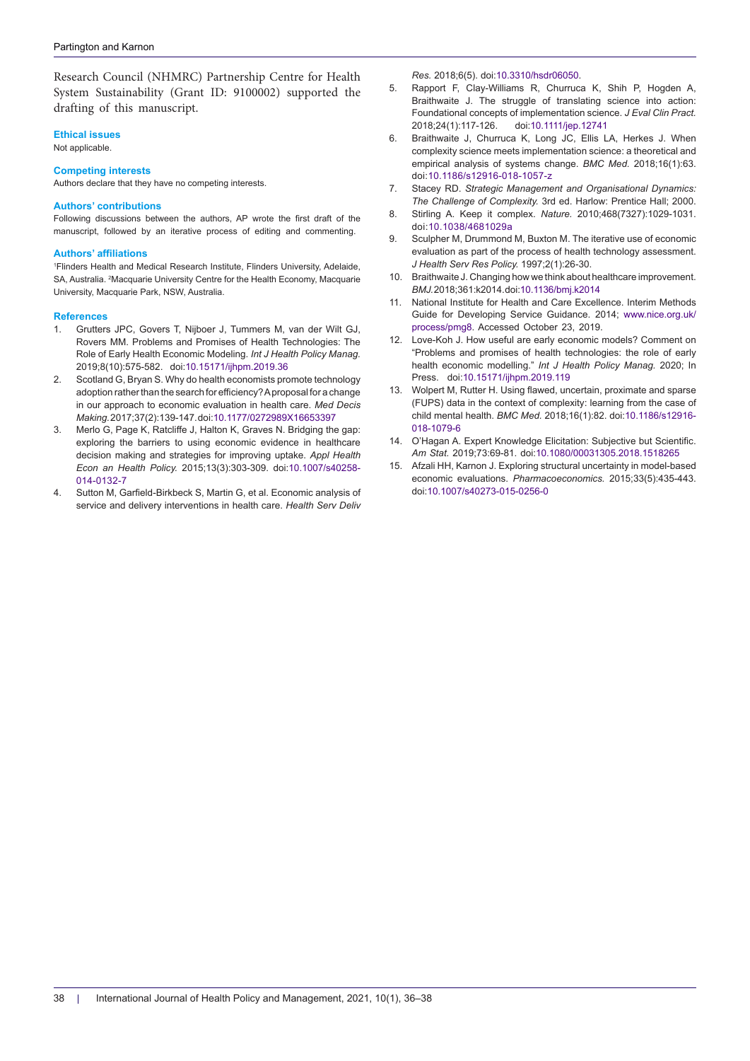Research Council (NHMRC) Partnership Centre for Health System Sustainability (Grant ID: 9100002) supported the drafting of this manuscript.

#### Ethical issues

Not applicable.

#### Competing interests

Authors declare that they have no competing interests.

#### Authors' contributions

Following discussions between the authors, AP wrote the first draft of the manuscript, followed by an iterative process of editing and commenting.

#### Authors' affiliations

[1]Flinders Health and Medical Research Institute, Flinders University, Adelaide, SA, Australia. [2]Macquarie University Centre for the Health Economy, Macquarie University, Macquarie Park, NSW, Australia.

#### References

1. Grutters JPC, Govers T, Nijboer J, Tummers M, van der Wilt GJ, Rovers MM. Problems and Promises of Health Technologies: The Role of Early Health Economic Modeling. *Int J Health Policy Manag.* 2019;8(10):575-582. doi:10.15171/ijhpm.2019.36
2. Scotland G, Bryan S. Why do health economists promote technology adoption rather than the search for efficiency? A proposal for a change in our approach to economic evaluation in health care. *Med Decis Making.* 2017;37(2):139-147. doi:10.1177/0272989X16653397
3. Merlo G, Page K, Ratcliffe J, Halton K, Graves N. Bridging the gap: exploring the barriers to using economic evidence in healthcare decision making and strategies for improving uptake. *Appl Health Econ an Health Policy.* 2015;13(3):303-309. doi:10.1007/s40258-014-0132-7
4. Sutton M, Garfield-Birkbeck S, Martin G, et al. Economic analysis of service and delivery interventions in health care. *Health Serv Deliv Res.* 2018;6(5). doi:10.3310/hsdr06050.
5. Rapport F, Clay-Williams R, Churruca K, Shih P, Hogden A, Braithwaite J. The struggle of translating science into action: Foundational concepts of implementation science. *J Eval Clin Pract.* 2018;24(1):117-126. doi:10.1111/jep.12741
6. Braithwaite J, Churruca K, Long JC, Ellis LA, Herkes J. When complexity science meets implementation science: a theoretical and empirical analysis of systems change. *BMC Med.* 2018;16(1):63. doi:10.1186/s12916-018-1057-z
7. Stacey RD. *Strategic Management and Organisational Dynamics: The Challenge of Complexity.* 3rd ed. Harlow: Prentice Hall; 2000.
8. Stirling A. Keep it complex. *Nature.* 2010;468(7327):1029-1031. doi:10.1038/4681029a
9. Sculpher M, Drummond M, Buxton M. The iterative use of economic evaluation as part of the process of health technology assessment. *J Health Serv Res Policy.* 1997;2(1):26-30.
10. Braithwaite J. Changing how we think about healthcare improvement. *BMJ.* 2018;361:k2014. doi:10.1136/bmj.k2014
11. National Institute for Health and Care Excellence. Interim Methods Guide for Developing Service Guidance. 2014; www.nice.org.uk/process/pmg8. Accessed October 23, 2019.
12. Love-Koh J. How useful are early economic models? Comment on "Problems and promises of health technologies: the role of early health economic modelling." *Int J Health Policy Manag.* 2020; In Press. doi:10.15171/ijhpm.2019.119
13. Wolpert M, Rutter H. Using flawed, uncertain, proximate and sparse (FUPS) data in the context of complexity: learning from the case of child mental health. *BMC Med.* 2018;16(1):82. doi:10.1186/s12916-018-1079-6
14. O'Hagan A. Expert Knowledge Elicitation: Subjective but Scientific. *Am Stat.* 2019;73:69-81. doi:10.1080/00031305.2018.1518265
15. Afzali HH, Karnon J. Exploring structural uncertainty in model-based economic evaluations. *Pharmacoeconomics.* 2015;33(5):435-443. doi:10.1007/s40273-015-0256-0